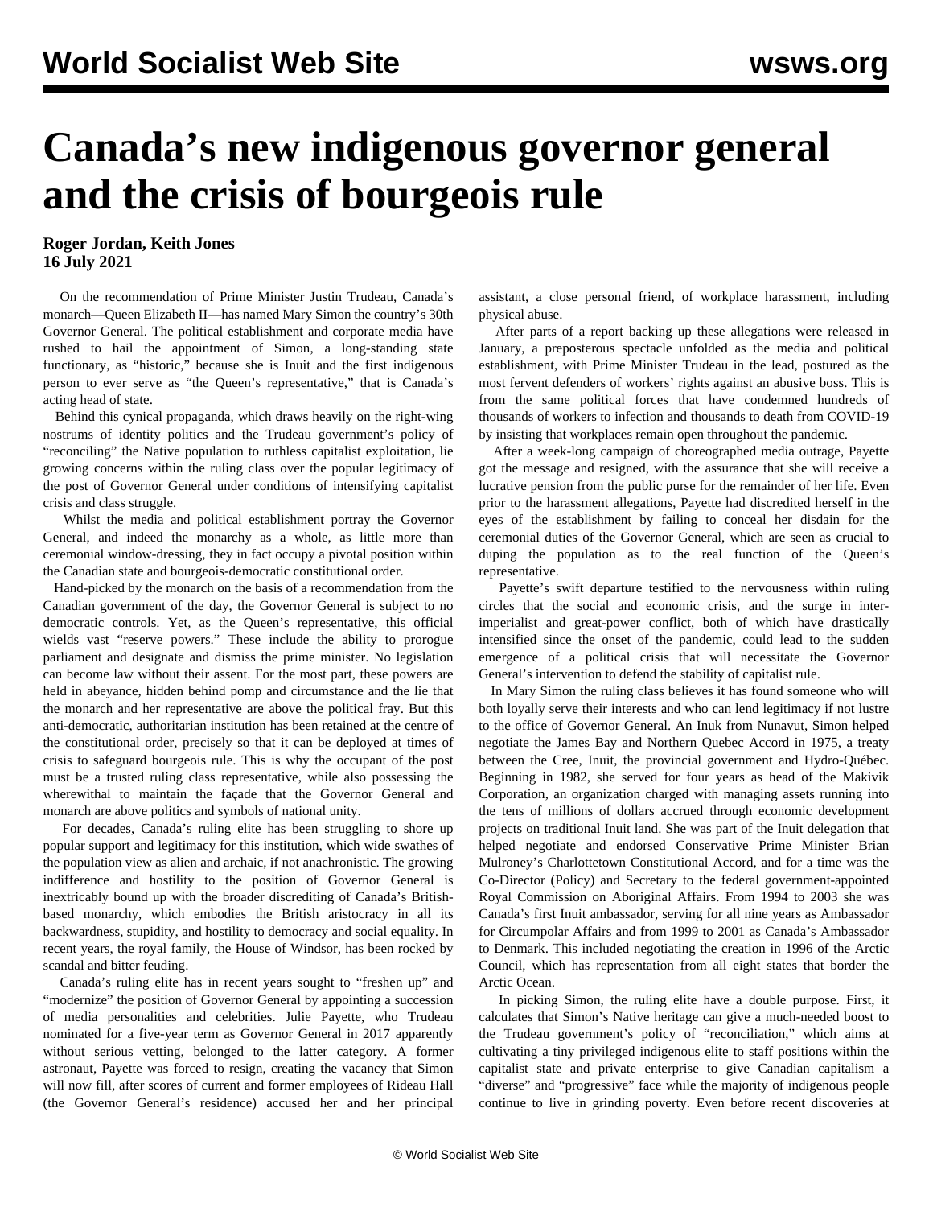# Canada's new indigenous governor general and the crisis of bourgeois rule

**Roger Jordan, Keith Jones**
**16 July 2021**

On the recommendation of Prime Minister Justin Trudeau, Canada's monarch—Queen Elizabeth II—has named Mary Simon the country's 30th Governor General. The political establishment and corporate media have rushed to hail the appointment of Simon, a long-standing state functionary, as "historic," because she is Inuit and the first indigenous person to ever serve as "the Queen's representative," that is Canada's acting head of state.

Behind this cynical propaganda, which draws heavily on the right-wing nostrums of identity politics and the Trudeau government's policy of "reconciling" the Native population to ruthless capitalist exploitation, lie growing concerns within the ruling class over the popular legitimacy of the post of Governor General under conditions of intensifying capitalist crisis and class struggle.

Whilst the media and political establishment portray the Governor General, and indeed the monarchy as a whole, as little more than ceremonial window-dressing, they in fact occupy a pivotal position within the Canadian state and bourgeois-democratic constitutional order.

Hand-picked by the monarch on the basis of a recommendation from the Canadian government of the day, the Governor General is subject to no democratic controls. Yet, as the Queen's representative, this official wields vast "reserve powers." These include the ability to prorogue parliament and designate and dismiss the prime minister. No legislation can become law without their assent. For the most part, these powers are held in abeyance, hidden behind pomp and circumstance and the lie that the monarch and her representative are above the political fray. But this anti-democratic, authoritarian institution has been retained at the centre of the constitutional order, precisely so that it can be deployed at times of crisis to safeguard bourgeois rule. This is why the occupant of the post must be a trusted ruling class representative, while also possessing the wherewithal to maintain the façade that the Governor General and monarch are above politics and symbols of national unity.

For decades, Canada's ruling elite has been struggling to shore up popular support and legitimacy for this institution, which wide swathes of the population view as alien and archaic, if not anachronistic. The growing indifference and hostility to the position of Governor General is inextricably bound up with the broader discrediting of Canada's British-based monarchy, which embodies the British aristocracy in all its backwardness, stupidity, and hostility to democracy and social equality. In recent years, the royal family, the House of Windsor, has been rocked by scandal and bitter feuding.

Canada's ruling elite has in recent years sought to "freshen up" and "modernize" the position of Governor General by appointing a succession of media personalities and celebrities. Julie Payette, who Trudeau nominated for a five-year term as Governor General in 2017 apparently without serious vetting, belonged to the latter category. A former astronaut, Payette was forced to resign, creating the vacancy that Simon will now fill, after scores of current and former employees of Rideau Hall (the Governor General's residence) accused her and her principal assistant, a close personal friend, of workplace harassment, including physical abuse.

After parts of a report backing up these allegations were released in January, a preposterous spectacle unfolded as the media and political establishment, with Prime Minister Trudeau in the lead, postured as the most fervent defenders of workers' rights against an abusive boss. This is from the same political forces that have condemned hundreds of thousands of workers to infection and thousands to death from COVID-19 by insisting that workplaces remain open throughout the pandemic.

After a week-long campaign of choreographed media outrage, Payette got the message and resigned, with the assurance that she will receive a lucrative pension from the public purse for the remainder of her life. Even prior to the harassment allegations, Payette had discredited herself in the eyes of the establishment by failing to conceal her disdain for the ceremonial duties of the Governor General, which are seen as crucial to duping the population as to the real function of the Queen's representative.

Payette's swift departure testified to the nervousness within ruling circles that the social and economic crisis, and the surge in inter-imperialist and great-power conflict, both of which have drastically intensified since the onset of the pandemic, could lead to the sudden emergence of a political crisis that will necessitate the Governor General's intervention to defend the stability of capitalist rule.

In Mary Simon the ruling class believes it has found someone who will both loyally serve their interests and who can lend legitimacy if not lustre to the office of Governor General. An Inuk from Nunavut, Simon helped negotiate the James Bay and Northern Quebec Accord in 1975, a treaty between the Cree, Inuit, the provincial government and Hydro-Québec. Beginning in 1982, she served for four years as head of the Makivik Corporation, an organization charged with managing assets running into the tens of millions of dollars accrued through economic development projects on traditional Inuit land. She was part of the Inuit delegation that helped negotiate and endorsed Conservative Prime Minister Brian Mulroney's Charlottetown Constitutional Accord, and for a time was the Co-Director (Policy) and Secretary to the federal government-appointed Royal Commission on Aboriginal Affairs. From 1994 to 2003 she was Canada's first Inuit ambassador, serving for all nine years as Ambassador for Circumpolar Affairs and from 1999 to 2001 as Canada's Ambassador to Denmark. This included negotiating the creation in 1996 of the Arctic Council, which has representation from all eight states that border the Arctic Ocean.

In picking Simon, the ruling elite have a double purpose. First, it calculates that Simon's Native heritage can give a much-needed boost to the Trudeau government's policy of "reconciliation," which aims at cultivating a tiny privileged indigenous elite to staff positions within the capitalist state and private enterprise to give Canadian capitalism a "diverse" and "progressive" face while the majority of indigenous people continue to live in grinding poverty. Even before recent discoveries at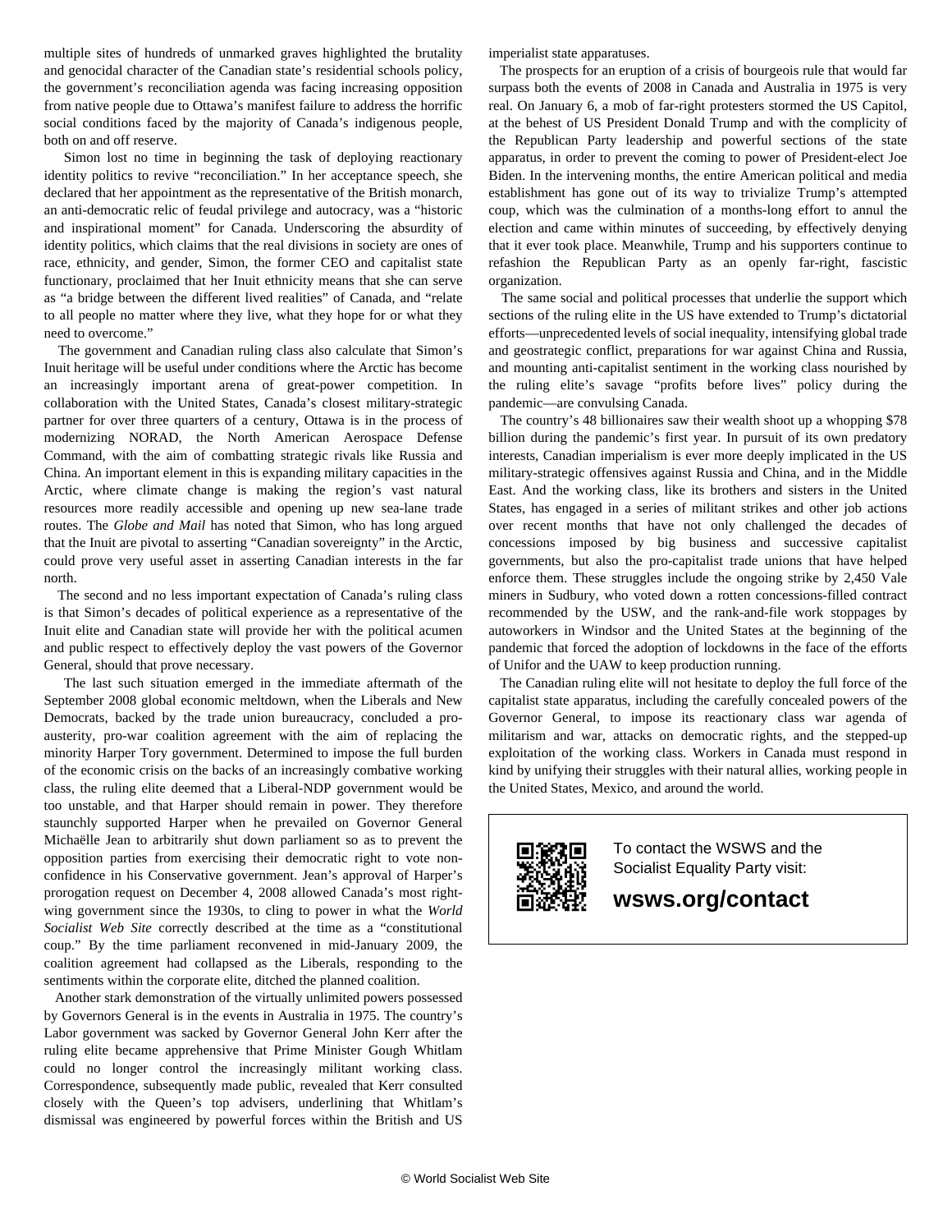multiple sites of hundreds of unmarked graves highlighted the brutality and genocidal character of the Canadian state's residential schools policy, the government's reconciliation agenda was facing increasing opposition from native people due to Ottawa's manifest failure to address the horrific social conditions faced by the majority of Canada's indigenous people, both on and off reserve.

Simon lost no time in beginning the task of deploying reactionary identity politics to revive "reconciliation." In her acceptance speech, she declared that her appointment as the representative of the British monarch, an anti-democratic relic of feudal privilege and autocracy, was a "historic and inspirational moment" for Canada. Underscoring the absurdity of identity politics, which claims that the real divisions in society are ones of race, ethnicity, and gender, Simon, the former CEO and capitalist state functionary, proclaimed that her Inuit ethnicity means that she can serve as "a bridge between the different lived realities" of Canada, and "relate to all people no matter where they live, what they hope for or what they need to overcome."

The government and Canadian ruling class also calculate that Simon's Inuit heritage will be useful under conditions where the Arctic has become an increasingly important arena of great-power competition. In collaboration with the United States, Canada's closest military-strategic partner for over three quarters of a century, Ottawa is in the process of modernizing NORAD, the North American Aerospace Defense Command, with the aim of combatting strategic rivals like Russia and China. An important element in this is expanding military capacities in the Arctic, where climate change is making the region's vast natural resources more readily accessible and opening up new sea-lane trade routes. The *Globe and Mail* has noted that Simon, who has long argued that the Inuit are pivotal to asserting "Canadian sovereignty" in the Arctic, could prove very useful asset in asserting Canadian interests in the far north.

The second and no less important expectation of Canada's ruling class is that Simon's decades of political experience as a representative of the Inuit elite and Canadian state will provide her with the political acumen and public respect to effectively deploy the vast powers of the Governor General, should that prove necessary.

The last such situation emerged in the immediate aftermath of the September 2008 global economic meltdown, when the Liberals and New Democrats, backed by the trade union bureaucracy, concluded a pro-austerity, pro-war coalition agreement with the aim of replacing the minority Harper Tory government. Determined to impose the full burden of the economic crisis on the backs of an increasingly combative working class, the ruling elite deemed that a Liberal-NDP government would be too unstable, and that Harper should remain in power. They therefore staunchly supported Harper when he prevailed on Governor General Michaëlle Jean to arbitrarily shut down parliament so as to prevent the opposition parties from exercising their democratic right to vote non-confidence in his Conservative government. Jean's approval of Harper's prorogation request on December 4, 2008 allowed Canada's most right-wing government since the 1930s, to cling to power in what the *World Socialist Web Site* correctly described at the time as a "constitutional coup." By the time parliament reconvened in mid-January 2009, the coalition agreement had collapsed as the Liberals, responding to the sentiments within the corporate elite, ditched the planned coalition.

Another stark demonstration of the virtually unlimited powers possessed by Governors General is in the events in Australia in 1975. The country's Labor government was sacked by Governor General John Kerr after the ruling elite became apprehensive that Prime Minister Gough Whitlam could no longer control the increasingly militant working class. Correspondence, subsequently made public, revealed that Kerr consulted closely with the Queen's top advisers, underlining that Whitlam's dismissal was engineered by powerful forces within the British and US imperialist state apparatuses.

The prospects for an eruption of a crisis of bourgeois rule that would far surpass both the events of 2008 in Canada and Australia in 1975 is very real. On January 6, a mob of far-right protesters stormed the US Capitol, at the behest of US President Donald Trump and with the complicity of the Republican Party leadership and powerful sections of the state apparatus, in order to prevent the coming to power of President-elect Joe Biden. In the intervening months, the entire American political and media establishment has gone out of its way to trivialize Trump's attempted coup, which was the culmination of a months-long effort to annul the election and came within minutes of succeeding, by effectively denying that it ever took place. Meanwhile, Trump and his supporters continue to refashion the Republican Party as an openly far-right, fascistic organization.

The same social and political processes that underlie the support which sections of the ruling elite in the US have extended to Trump's dictatorial efforts—unprecedented levels of social inequality, intensifying global trade and geostrategic conflict, preparations for war against China and Russia, and mounting anti-capitalist sentiment in the working class nourished by the ruling elite's savage "profits before lives" policy during the pandemic—are convulsing Canada.

The country's 48 billionaires saw their wealth shoot up a whopping $78 billion during the pandemic's first year. In pursuit of its own predatory interests, Canadian imperialism is ever more deeply implicated in the US military-strategic offensives against Russia and China, and in the Middle East. And the working class, like its brothers and sisters in the United States, has engaged in a series of militant strikes and other job actions over recent months that have not only challenged the decades of concessions imposed by big business and successive capitalist governments, but also the pro-capitalist trade unions that have helped enforce them. These struggles include the ongoing strike by 2,450 Vale miners in Sudbury, who voted down a rotten concessions-filled contract recommended by the USW, and the rank-and-file work stoppages by autoworkers in Windsor and the United States at the beginning of the pandemic that forced the adoption of lockdowns in the face of the efforts of Unifor and the UAW to keep production running.

The Canadian ruling elite will not hesitate to deploy the full force of the capitalist state apparatus, including the carefully concealed powers of the Governor General, to impose its reactionary class war agenda of militarism and war, attacks on democratic rights, and the stepped-up exploitation of the working class. Workers in Canada must respond in kind by unifying their struggles with their natural allies, working people in the United States, Mexico, and around the world.

To contact the WSWS and the Socialist Equality Party visit:

**wsws.org/contact**